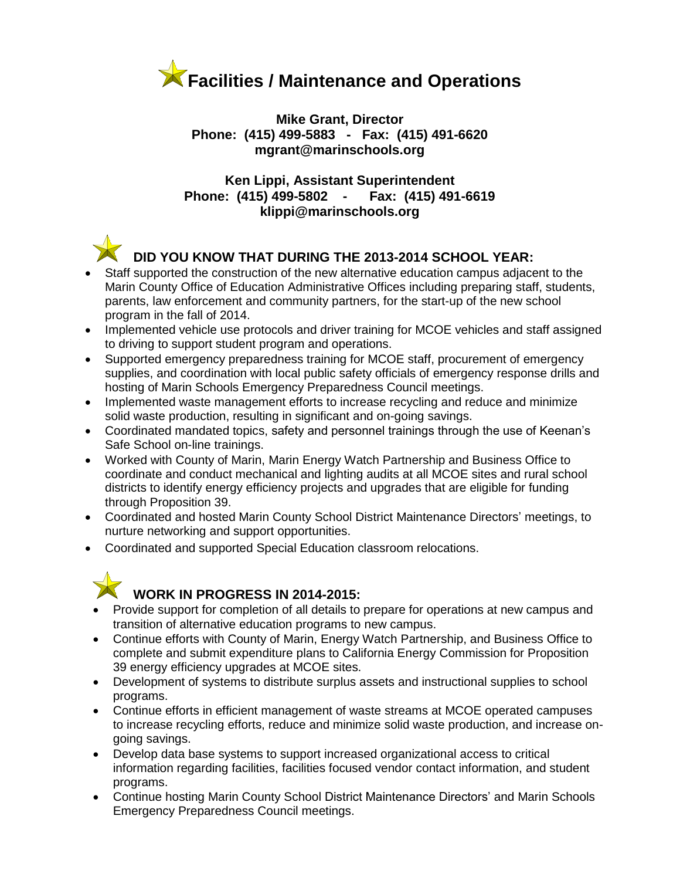# Facilities / Maintenance and Operations

**Mike Grant, Director**
**Phone: (415) 499-5883 - Fax: (415) 491-6620**
**mgrant@marinschools.org**

**Ken Lippi, Assistant Superintendent**
**Phone: (415) 499-5802 - Fax: (415) 491-6619**
**klippi@marinschools.org**

## DID YOU KNOW THAT DURING THE 2013-2014 SCHOOL YEAR:

- Staff supported the construction of the new alternative education campus adjacent to the Marin County Office of Education Administrative Offices including preparing staff, students, parents, law enforcement and community partners, for the start-up of the new school program in the fall of 2014.
- Implemented vehicle use protocols and driver training for MCOE vehicles and staff assigned to driving to support student program and operations.
- Supported emergency preparedness training for MCOE staff, procurement of emergency supplies, and coordination with local public safety officials of emergency response drills and hosting of Marin Schools Emergency Preparedness Council meetings.
- Implemented waste management efforts to increase recycling and reduce and minimize solid waste production, resulting in significant and on-going savings.
- Coordinated mandated topics, safety and personnel trainings through the use of Keenan's Safe School on-line trainings.
- Worked with County of Marin, Marin Energy Watch Partnership and Business Office to coordinate and conduct mechanical and lighting audits at all MCOE sites and rural school districts to identify energy efficiency projects and upgrades that are eligible for funding through Proposition 39.
- Coordinated and hosted Marin County School District Maintenance Directors' meetings, to nurture networking and support opportunities.
- Coordinated and supported Special Education classroom relocations.

## WORK IN PROGRESS IN 2014-2015:

- Provide support for completion of all details to prepare for operations at new campus and transition of alternative education programs to new campus.
- Continue efforts with County of Marin, Energy Watch Partnership, and Business Office to complete and submit expenditure plans to California Energy Commission for Proposition 39 energy efficiency upgrades at MCOE sites.
- Development of systems to distribute surplus assets and instructional supplies to school programs.
- Continue efforts in efficient management of waste streams at MCOE operated campuses to increase recycling efforts, reduce and minimize solid waste production, and increase on-going savings.
- Develop data base systems to support increased organizational access to critical information regarding facilities, facilities focused vendor contact information, and student programs.
- Continue hosting Marin County School District Maintenance Directors' and Marin Schools Emergency Preparedness Council meetings.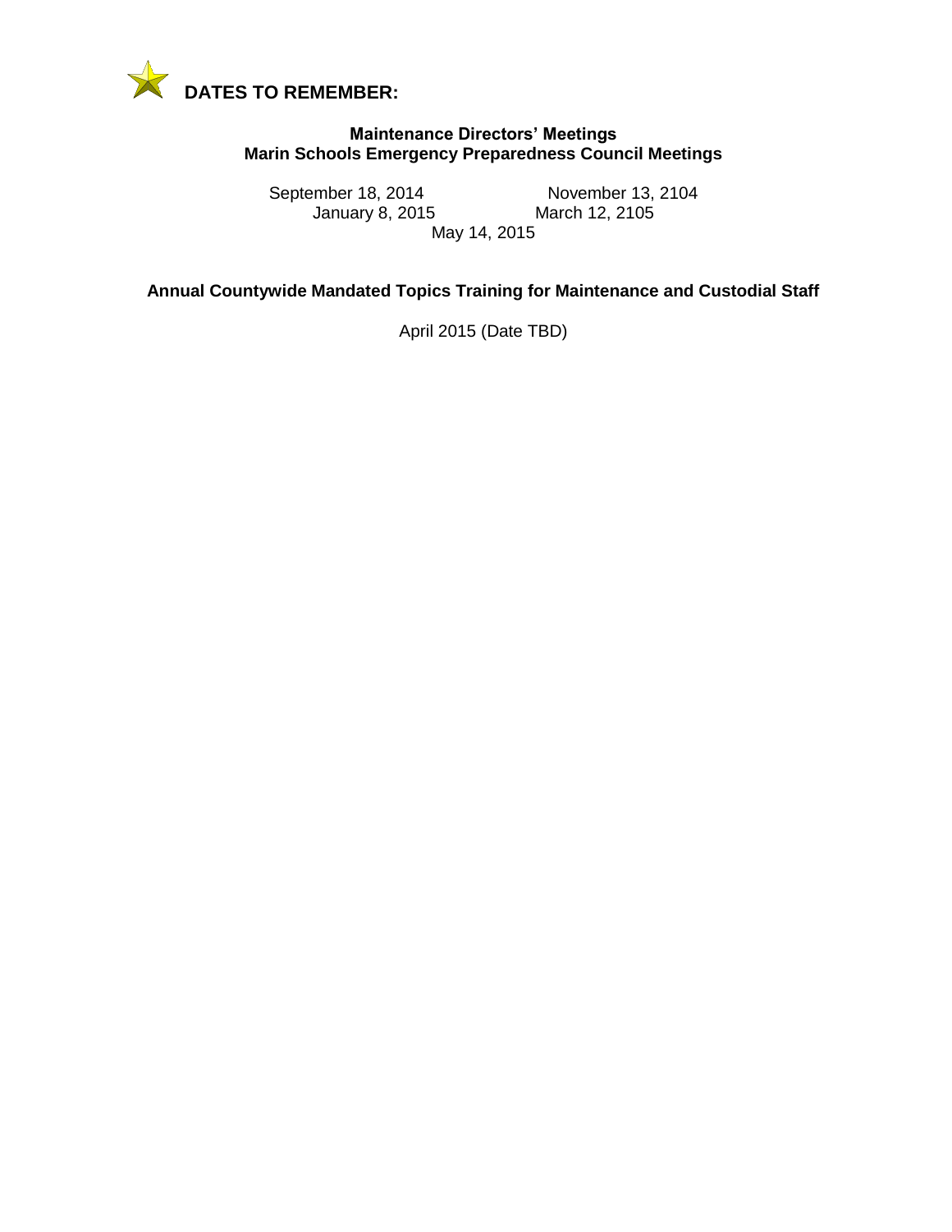## DATES TO REMEMBER:

**Maintenance Directors' Meetings**
**Marin Schools Emergency Preparedness Council Meetings**

September 18, 2014
November 13, 2104
January 8, 2015
March 12, 2105
May 14, 2015

**Annual Countywide Mandated Topics Training for Maintenance and Custodial Staff**

April 2015 (Date TBD)